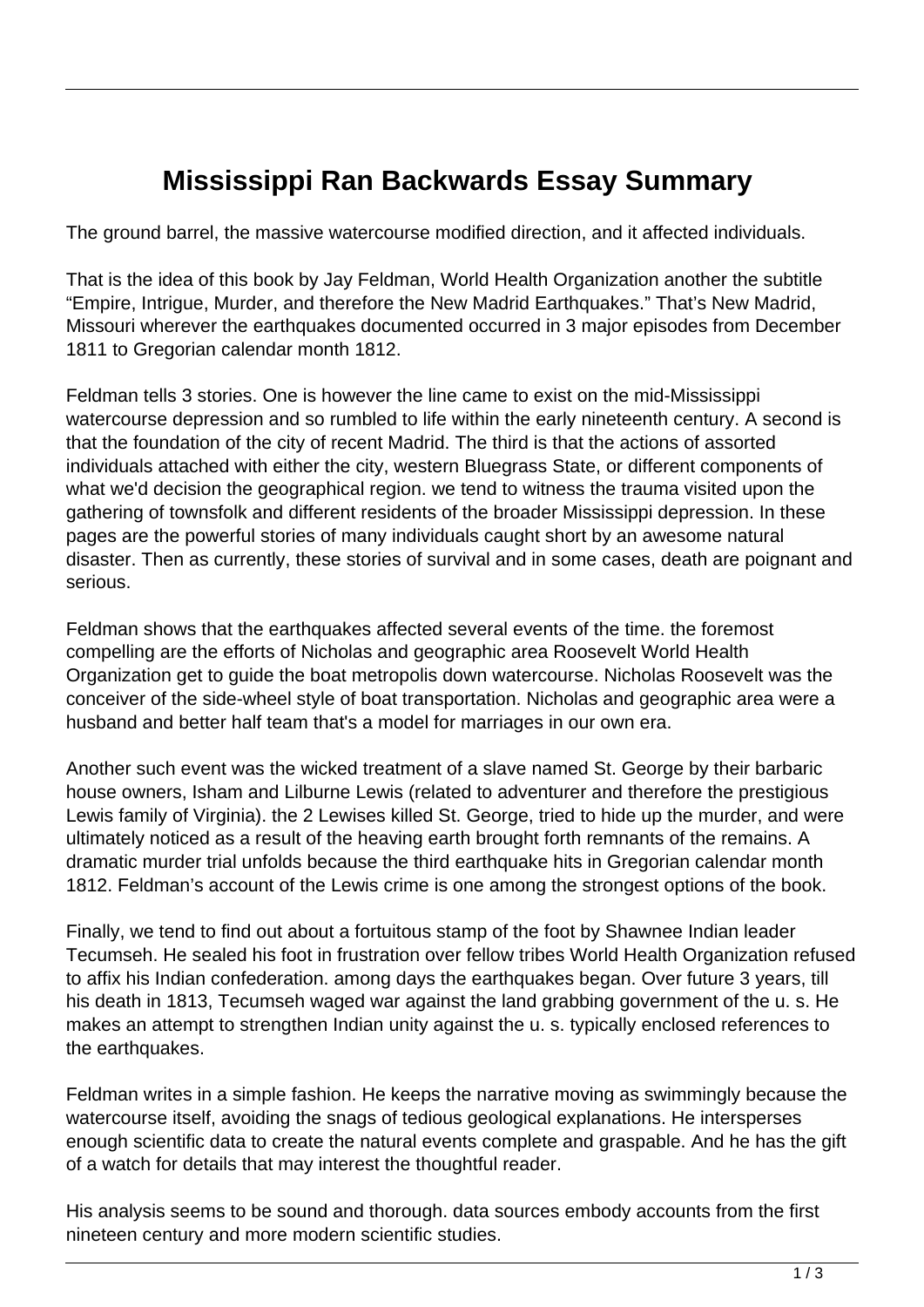# Mississippi Ran Backwards Essay Summary

The ground barrel, the massive watercourse modified direction, and it affected individuals.

That is the idea of this book by Jay Feldman, World Health Organization another the subtitle "Empire, Intrigue, Murder, and therefore the New Madrid Earthquakes." That's New Madrid, Missouri wherever the earthquakes documented occurred in 3 major episodes from December 1811 to Gregorian calendar month 1812.

Feldman tells 3 stories. One is however the line came to exist on the mid-Mississippi watercourse depression and so rumbled to life within the early nineteenth century. A second is that the foundation of the city of recent Madrid. The third is that the actions of assorted individuals attached with either the city, western Bluegrass State, or different components of what we'd decision the geographical region. we tend to witness the trauma visited upon the gathering of townsfolk and different residents of the broader Mississippi depression. In these pages are the powerful stories of many individuals caught short by an awesome natural disaster. Then as currently, these stories of survival and in some cases, death are poignant and serious.

Feldman shows that the earthquakes affected several events of the time. the foremost compelling are the efforts of Nicholas and geographic area Roosevelt World Health Organization get to guide the boat metropolis down watercourse. Nicholas Roosevelt was the conceiver of the side-wheel style of boat transportation. Nicholas and geographic area were a husband and better half team that's a model for marriages in our own era.

Another such event was the wicked treatment of a slave named St. George by their barbaric house owners, Isham and Lilburne Lewis (related to adventurer and therefore the prestigious Lewis family of Virginia). the 2 Lewises killed St. George, tried to hide up the murder, and were ultimately noticed as a result of the heaving earth brought forth remnants of the remains. A dramatic murder trial unfolds because the third earthquake hits in Gregorian calendar month 1812. Feldman's account of the Lewis crime is one among the strongest options of the book.

Finally, we tend to find out about a fortuitous stamp of the foot by Shawnee Indian leader Tecumseh. He sealed his foot in frustration over fellow tribes World Health Organization refused to affix his Indian confederation. among days the earthquakes began. Over future 3 years, till his death in 1813, Tecumseh waged war against the land grabbing government of the u. s. He makes an attempt to strengthen Indian unity against the u. s. typically enclosed references to the earthquakes.

Feldman writes in a simple fashion. He keeps the narrative moving as swimmingly because the watercourse itself, avoiding the snags of tedious geological explanations. He intersperses enough scientific data to create the natural events complete and graspable. And he has the gift of a watch for details that may interest the thoughtful reader.

His analysis seems to be sound and thorough. data sources embody accounts from the first nineteen century and more modern scientific studies.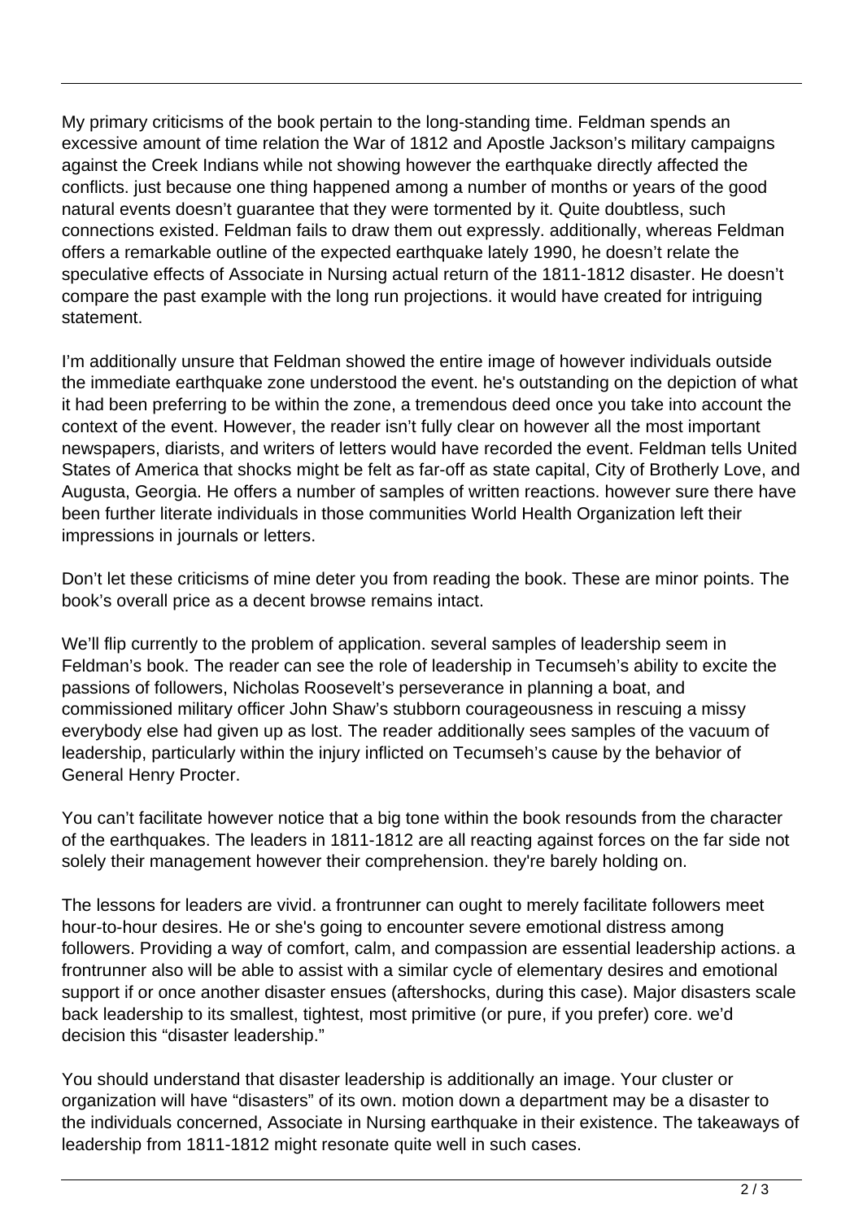My primary criticisms of the book pertain to the long-standing time. Feldman spends an excessive amount of time relation the War of 1812 and Apostle Jackson's military campaigns against the Creek Indians while not showing however the earthquake directly affected the conflicts. just because one thing happened among a number of months or years of the good natural events doesn't guarantee that they were tormented by it. Quite doubtless, such connections existed. Feldman fails to draw them out expressly. additionally, whereas Feldman offers a remarkable outline of the expected earthquake lately 1990, he doesn't relate the speculative effects of Associate in Nursing actual return of the 1811-1812 disaster. He doesn't compare the past example with the long run projections. it would have created for intriguing statement.

I'm additionally unsure that Feldman showed the entire image of however individuals outside the immediate earthquake zone understood the event. he's outstanding on the depiction of what it had been preferring to be within the zone, a tremendous deed once you take into account the context of the event. However, the reader isn't fully clear on however all the most important newspapers, diarists, and writers of letters would have recorded the event. Feldman tells United States of America that shocks might be felt as far-off as state capital, City of Brotherly Love, and Augusta, Georgia. He offers a number of samples of written reactions. however sure there have been further literate individuals in those communities World Health Organization left their impressions in journals or letters.

Don't let these criticisms of mine deter you from reading the book. These are minor points. The book's overall price as a decent browse remains intact.

We'll flip currently to the problem of application. several samples of leadership seem in Feldman's book. The reader can see the role of leadership in Tecumseh's ability to excite the passions of followers, Nicholas Roosevelt's perseverance in planning a boat, and commissioned military officer John Shaw's stubborn courageousness in rescuing a missy everybody else had given up as lost. The reader additionally sees samples of the vacuum of leadership, particularly within the injury inflicted on Tecumseh's cause by the behavior of General Henry Procter.

You can't facilitate however notice that a big tone within the book resounds from the character of the earthquakes. The leaders in 1811-1812 are all reacting against forces on the far side not solely their management however their comprehension. they're barely holding on.

The lessons for leaders are vivid. a frontrunner can ought to merely facilitate followers meet hour-to-hour desires. He or she's going to encounter severe emotional distress among followers. Providing a way of comfort, calm, and compassion are essential leadership actions. a frontrunner also will be able to assist with a similar cycle of elementary desires and emotional support if or once another disaster ensues (aftershocks, during this case). Major disasters scale back leadership to its smallest, tightest, most primitive (or pure, if you prefer) core. we'd decision this "disaster leadership."

You should understand that disaster leadership is additionally an image. Your cluster or organization will have "disasters" of its own. motion down a department may be a disaster to the individuals concerned, Associate in Nursing earthquake in their existence. The takeaways of leadership from 1811-1812 might resonate quite well in such cases.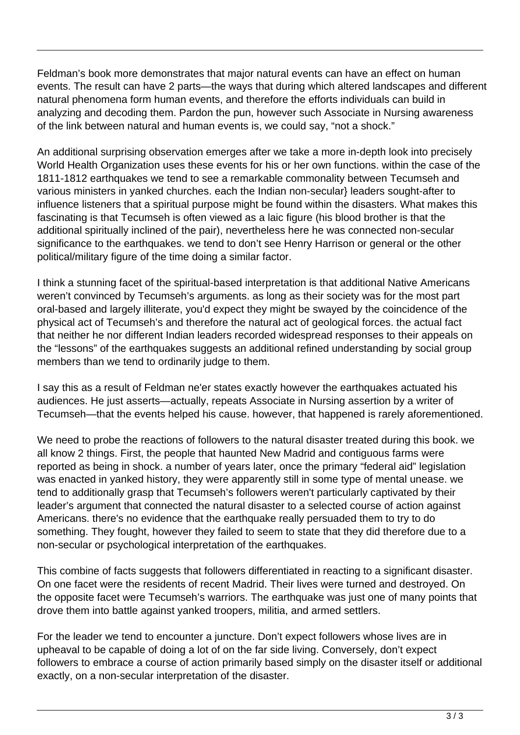Feldman's book more demonstrates that major natural events can have an effect on human events. The result can have 2 parts—the ways that during which altered landscapes and different natural phenomena form human events, and therefore the efforts individuals can build in analyzing and decoding them. Pardon the pun, however such Associate in Nursing awareness of the link between natural and human events is, we could say, "not a shock."

An additional surprising observation emerges after we take a more in-depth look into precisely World Health Organization uses these events for his or her own functions. within the case of the 1811-1812 earthquakes we tend to see a remarkable commonality between Tecumseh and various ministers in yanked churches. each the Indian non-secular} leaders sought-after to influence listeners that a spiritual purpose might be found within the disasters. What makes this fascinating is that Tecumseh is often viewed as a laic figure (his blood brother is that the additional spiritually inclined of the pair), nevertheless here he was connected non-secular significance to the earthquakes. we tend to don't see Henry Harrison or general or the other political/military figure of the time doing a similar factor.

I think a stunning facet of the spiritual-based interpretation is that additional Native Americans weren't convinced by Tecumseh's arguments. as long as their society was for the most part oral-based and largely illiterate, you'd expect they might be swayed by the coincidence of the physical act of Tecumseh's and therefore the natural act of geological forces. the actual fact that neither he nor different Indian leaders recorded widespread responses to their appeals on the "lessons" of the earthquakes suggests an additional refined understanding by social group members than we tend to ordinarily judge to them.

I say this as a result of Feldman ne'er states exactly however the earthquakes actuated his audiences. He just asserts—actually, repeats Associate in Nursing assertion by a writer of Tecumseh—that the events helped his cause. however, that happened is rarely aforementioned.

We need to probe the reactions of followers to the natural disaster treated during this book. we all know 2 things. First, the people that haunted New Madrid and contiguous farms were reported as being in shock. a number of years later, once the primary "federal aid" legislation was enacted in yanked history, they were apparently still in some type of mental unease. we tend to additionally grasp that Tecumseh's followers weren't particularly captivated by their leader's argument that connected the natural disaster to a selected course of action against Americans. there's no evidence that the earthquake really persuaded them to try to do something. They fought, however they failed to seem to state that they did therefore due to a non-secular or psychological interpretation of the earthquakes.

This combine of facts suggests that followers differentiated in reacting to a significant disaster. On one facet were the residents of recent Madrid. Their lives were turned and destroyed. On the opposite facet were Tecumseh's warriors. The earthquake was just one of many points that drove them into battle against yanked troopers, militia, and armed settlers.

For the leader we tend to encounter a juncture. Don't expect followers whose lives are in upheaval to be capable of doing a lot of on the far side living. Conversely, don't expect followers to embrace a course of action primarily based simply on the disaster itself or additional exactly, on a non-secular interpretation of the disaster.